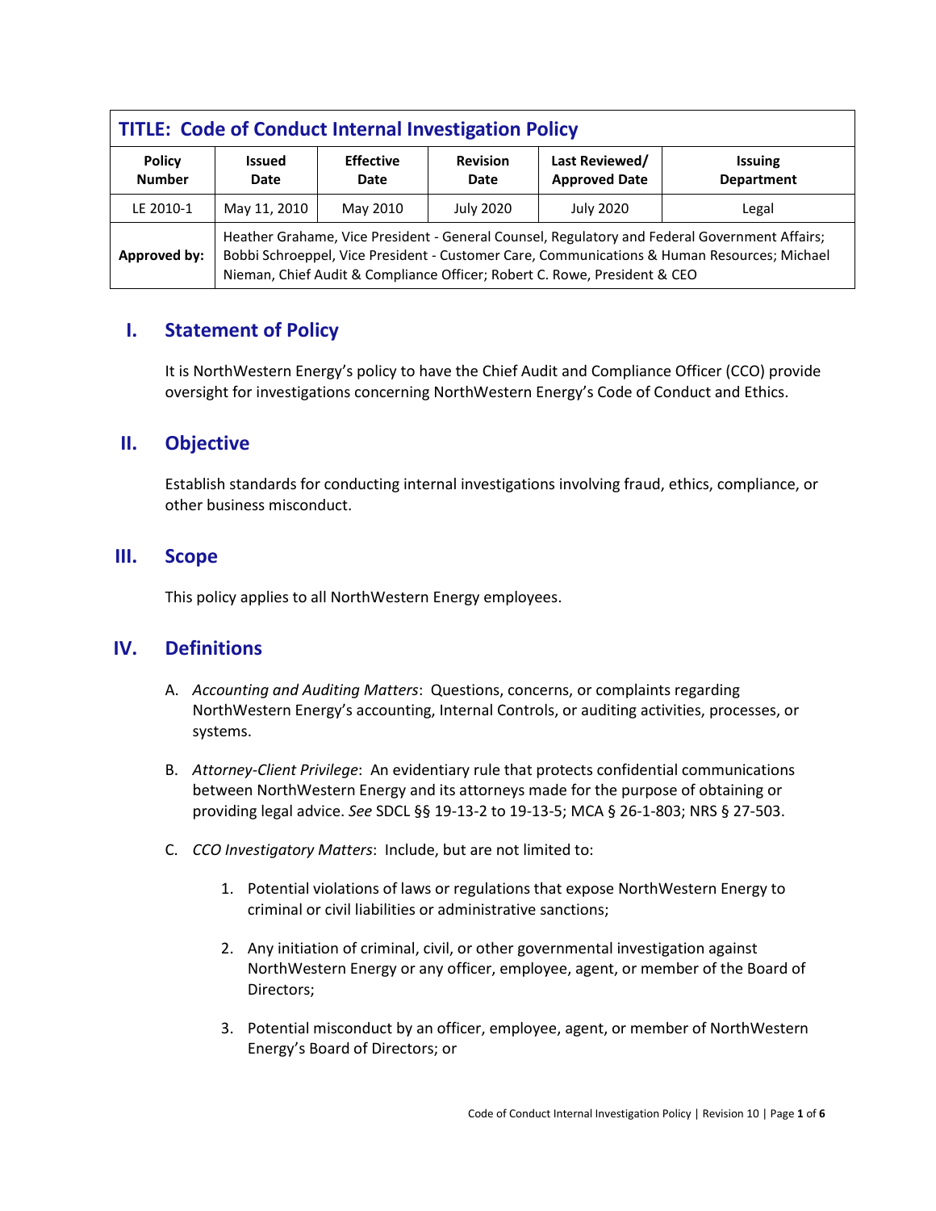| **TITLE: Code of Conduct Internal Investigation Policy** | | | | | |
|---|---|---|---|---|---|
| **Policy Number** | **Issued Date** | **Effective Date** | **Revision Date** | **Last Reviewed/ Approved Date** | **Issuing Department** |
| LE 2010-1 | May 11, 2010 | May 2010 | July 2020 | July 2020 | Legal |
| **Approved by:** | Heather Grahame, Vice President - General Counsel, Regulatory and Federal Government Affairs; Bobbi Schroeppel, Vice President - Customer Care, Communications & Human Resources; Michael Nieman, Chief Audit & Compliance Officer; Robert C. Rowe, President & CEO | | | | |

## I. Statement of Policy

It is NorthWestern Energy's policy to have the Chief Audit and Compliance Officer (CCO) provide oversight for investigations concerning NorthWestern Energy's Code of Conduct and Ethics.

## II. Objective

Establish standards for conducting internal investigations involving fraud, ethics, compliance, or other business misconduct.

## III. Scope

This policy applies to all NorthWestern Energy employees.

## IV. Definitions

A. *Accounting and Auditing Matters*: Questions, concerns, or complaints regarding NorthWestern Energy's accounting, Internal Controls, or auditing activities, processes, or systems.

B. *Attorney-Client Privilege*: An evidentiary rule that protects confidential communications between NorthWestern Energy and its attorneys made for the purpose of obtaining or providing legal advice. *See* SDCL §§ 19-13-2 to 19-13-5; MCA § 26-1-803; NRS § 27-503.

C. *CCO Investigatory Matters*: Include, but are not limited to:

1. Potential violations of laws or regulations that expose NorthWestern Energy to criminal or civil liabilities or administrative sanctions;

2. Any initiation of criminal, civil, or other governmental investigation against NorthWestern Energy or any officer, employee, agent, or member of the Board of Directors;

3. Potential misconduct by an officer, employee, agent, or member of NorthWestern Energy's Board of Directors; or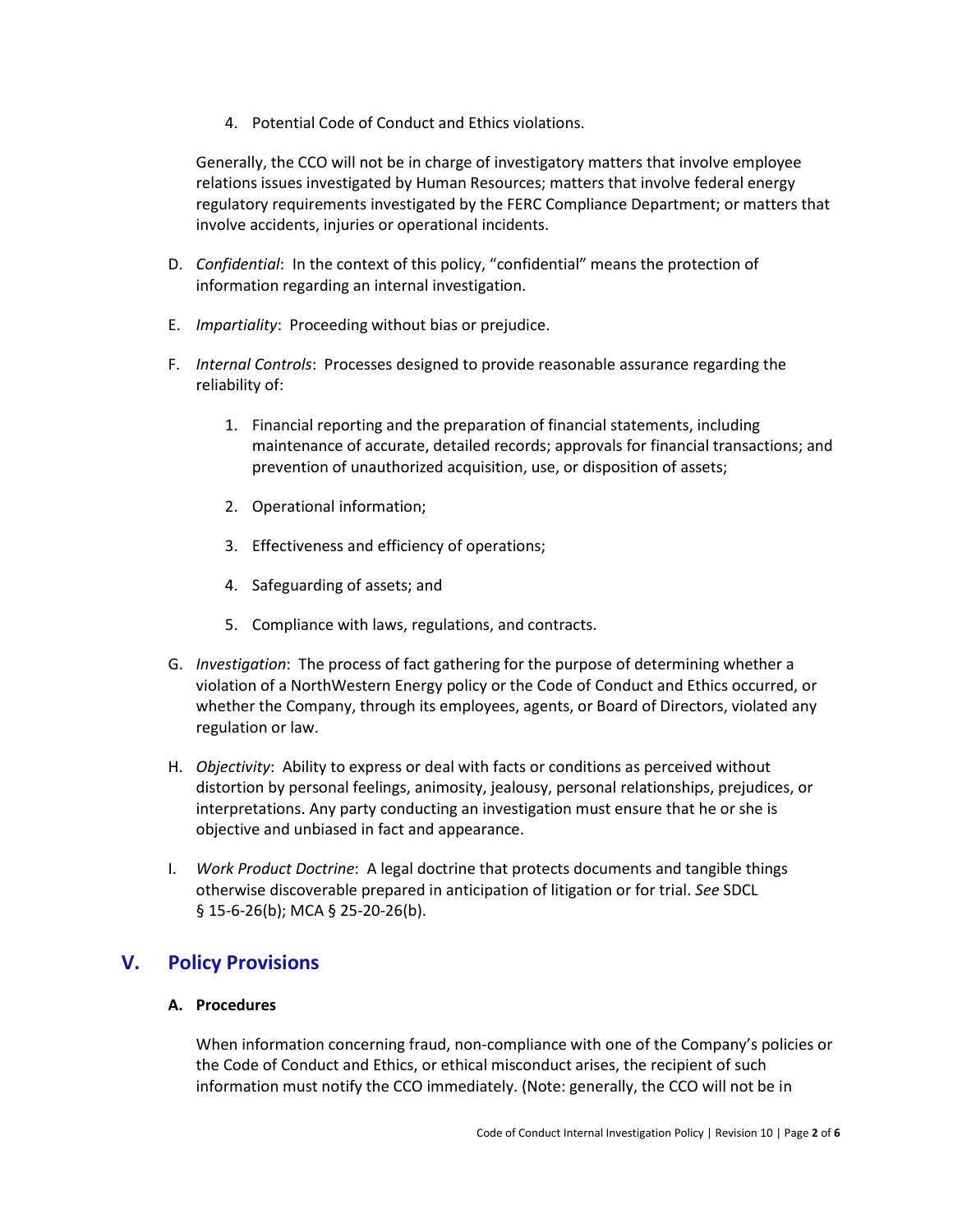4. Potential Code of Conduct and Ethics violations.

Generally, the CCO will not be in charge of investigatory matters that involve employee relations issues investigated by Human Resources; matters that involve federal energy regulatory requirements investigated by the FERC Compliance Department; or matters that involve accidents, injuries or operational incidents.

D. *Confidential*: In the context of this policy, "confidential" means the protection of information regarding an internal investigation.

E. *Impartiality*: Proceeding without bias or prejudice.

F. *Internal Controls*: Processes designed to provide reasonable assurance regarding the reliability of:

   1. Financial reporting and the preparation of financial statements, including maintenance of accurate, detailed records; approvals for financial transactions; and prevention of unauthorized acquisition, use, or disposition of assets;

   2. Operational information;

   3. Effectiveness and efficiency of operations;

   4. Safeguarding of assets; and

   5. Compliance with laws, regulations, and contracts.

G. *Investigation*: The process of fact gathering for the purpose of determining whether a violation of a NorthWestern Energy policy or the Code of Conduct and Ethics occurred, or whether the Company, through its employees, agents, or Board of Directors, violated any regulation or law.

H. *Objectivity*: Ability to express or deal with facts or conditions as perceived without distortion by personal feelings, animosity, jealousy, personal relationships, prejudices, or interpretations. Any party conducting an investigation must ensure that he or she is objective and unbiased in fact and appearance.

I. *Work Product Doctrine*: A legal doctrine that protects documents and tangible things otherwise discoverable prepared in anticipation of litigation or for trial. *See* SDCL § 15-6-26(b); MCA § 25-20-26(b).

## V. Policy Provisions

### A. Procedures

When information concerning fraud, non-compliance with one of the Company's policies or the Code of Conduct and Ethics, or ethical misconduct arises, the recipient of such information must notify the CCO immediately. (Note: generally, the CCO will not be in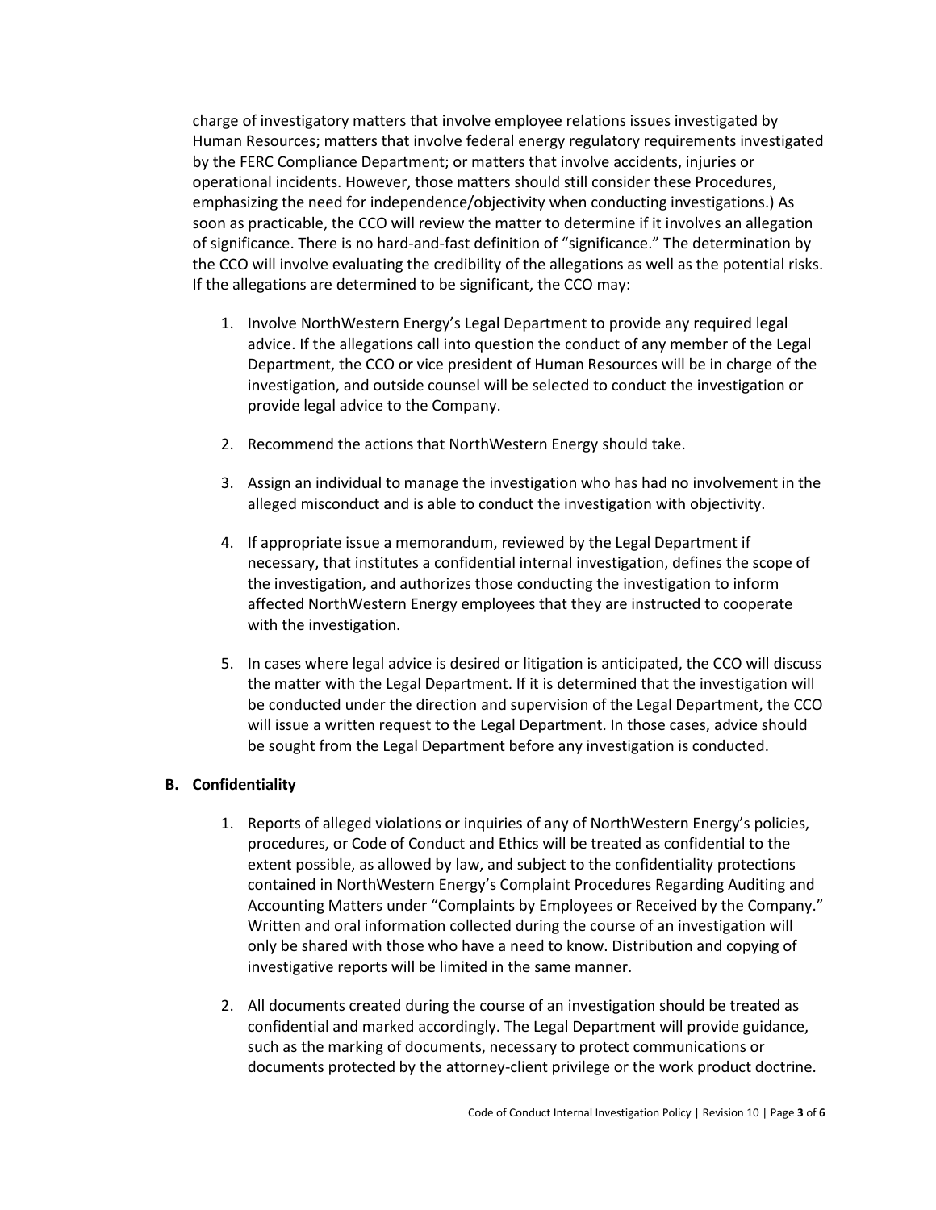charge of investigatory matters that involve employee relations issues investigated by Human Resources; matters that involve federal energy regulatory requirements investigated by the FERC Compliance Department; or matters that involve accidents, injuries or operational incidents. However, those matters should still consider these Procedures, emphasizing the need for independence/objectivity when conducting investigations.) As soon as practicable, the CCO will review the matter to determine if it involves an allegation of significance. There is no hard-and-fast definition of "significance." The determination by the CCO will involve evaluating the credibility of the allegations as well as the potential risks. If the allegations are determined to be significant, the CCO may:

1. Involve NorthWestern Energy's Legal Department to provide any required legal advice. If the allegations call into question the conduct of any member of the Legal Department, the CCO or vice president of Human Resources will be in charge of the investigation, and outside counsel will be selected to conduct the investigation or provide legal advice to the Company.

2. Recommend the actions that NorthWestern Energy should take.

3. Assign an individual to manage the investigation who has had no involvement in the alleged misconduct and is able to conduct the investigation with objectivity.

4. If appropriate issue a memorandum, reviewed by the Legal Department if necessary, that institutes a confidential internal investigation, defines the scope of the investigation, and authorizes those conducting the investigation to inform affected NorthWestern Energy employees that they are instructed to cooperate with the investigation.

5. In cases where legal advice is desired or litigation is anticipated, the CCO will discuss the matter with the Legal Department. If it is determined that the investigation will be conducted under the direction and supervision of the Legal Department, the CCO will issue a written request to the Legal Department. In those cases, advice should be sought from the Legal Department before any investigation is conducted.

### B. Confidentiality

1. Reports of alleged violations or inquiries of any of NorthWestern Energy's policies, procedures, or Code of Conduct and Ethics will be treated as confidential to the extent possible, as allowed by law, and subject to the confidentiality protections contained in NorthWestern Energy's Complaint Procedures Regarding Auditing and Accounting Matters under "Complaints by Employees or Received by the Company." Written and oral information collected during the course of an investigation will only be shared with those who have a need to know. Distribution and copying of investigative reports will be limited in the same manner.

2. All documents created during the course of an investigation should be treated as confidential and marked accordingly. The Legal Department will provide guidance, such as the marking of documents, necessary to protect communications or documents protected by the attorney-client privilege or the work product doctrine.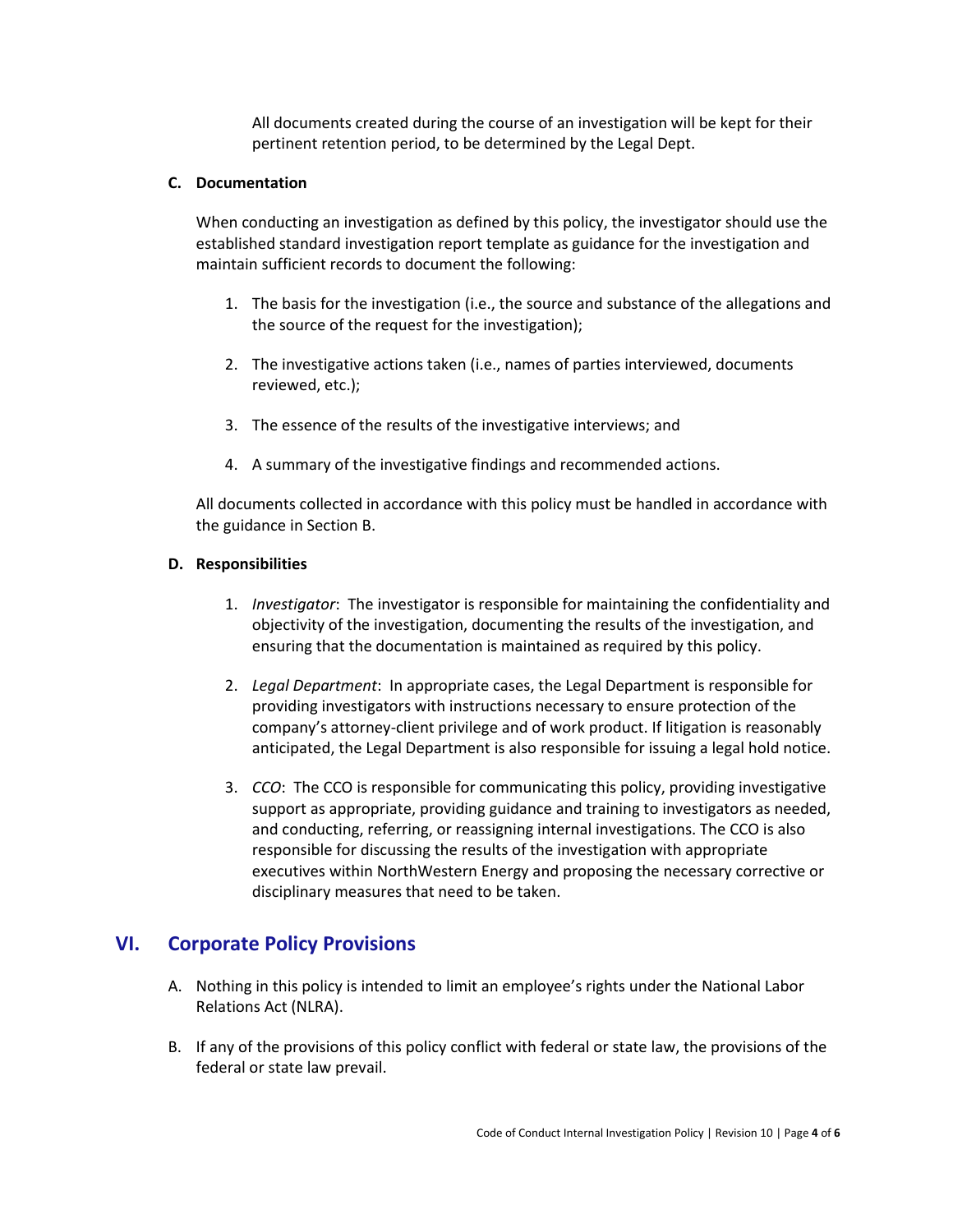All documents created during the course of an investigation will be kept for their pertinent retention period, to be determined by the Legal Dept.

### C. Documentation

When conducting an investigation as defined by this policy, the investigator should use the established standard investigation report template as guidance for the investigation and maintain sufficient records to document the following:

1. The basis for the investigation (i.e., the source and substance of the allegations and the source of the request for the investigation);
2. The investigative actions taken (i.e., names of parties interviewed, documents reviewed, etc.);
3. The essence of the results of the investigative interviews; and
4. A summary of the investigative findings and recommended actions.

All documents collected in accordance with this policy must be handled in accordance with the guidance in Section B.

### D. Responsibilities

1. *Investigator*: The investigator is responsible for maintaining the confidentiality and objectivity of the investigation, documenting the results of the investigation, and ensuring that the documentation is maintained as required by this policy.
2. *Legal Department*: In appropriate cases, the Legal Department is responsible for providing investigators with instructions necessary to ensure protection of the company's attorney-client privilege and of work product. If litigation is reasonably anticipated, the Legal Department is also responsible for issuing a legal hold notice.
3. *CCO*: The CCO is responsible for communicating this policy, providing investigative support as appropriate, providing guidance and training to investigators as needed, and conducting, referring, or reassigning internal investigations. The CCO is also responsible for discussing the results of the investigation with appropriate executives within NorthWestern Energy and proposing the necessary corrective or disciplinary measures that need to be taken.

## VI. Corporate Policy Provisions

A. Nothing in this policy is intended to limit an employee's rights under the National Labor Relations Act (NLRA).

B. If any of the provisions of this policy conflict with federal or state law, the provisions of the federal or state law prevail.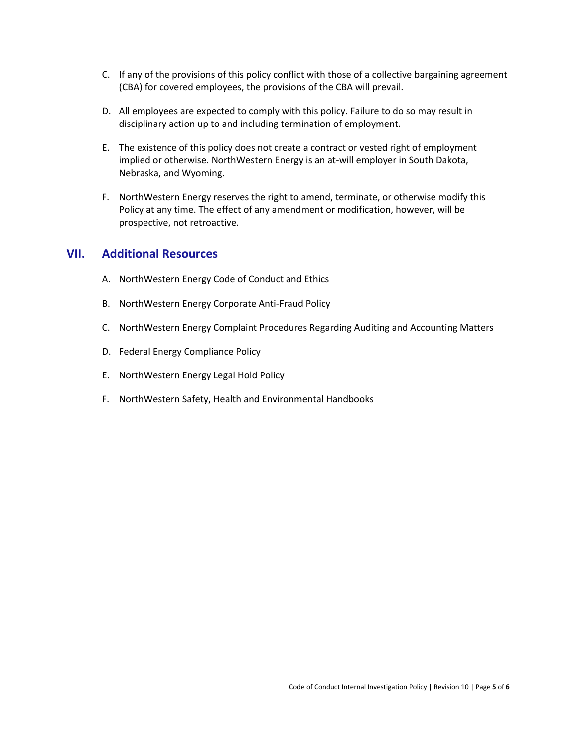C. If any of the provisions of this policy conflict with those of a collective bargaining agreement (CBA) for covered employees, the provisions of the CBA will prevail.

D. All employees are expected to comply with this policy. Failure to do so may result in disciplinary action up to and including termination of employment.

E. The existence of this policy does not create a contract or vested right of employment implied or otherwise. NorthWestern Energy is an at-will employer in South Dakota, Nebraska, and Wyoming.

F. NorthWestern Energy reserves the right to amend, terminate, or otherwise modify this Policy at any time. The effect of any amendment or modification, however, will be prospective, not retroactive.

## VII. Additional Resources

A. NorthWestern Energy Code of Conduct and Ethics

B. NorthWestern Energy Corporate Anti-Fraud Policy

C. NorthWestern Energy Complaint Procedures Regarding Auditing and Accounting Matters

D. Federal Energy Compliance Policy

E. NorthWestern Energy Legal Hold Policy

F. NorthWestern Safety, Health and Environmental Handbooks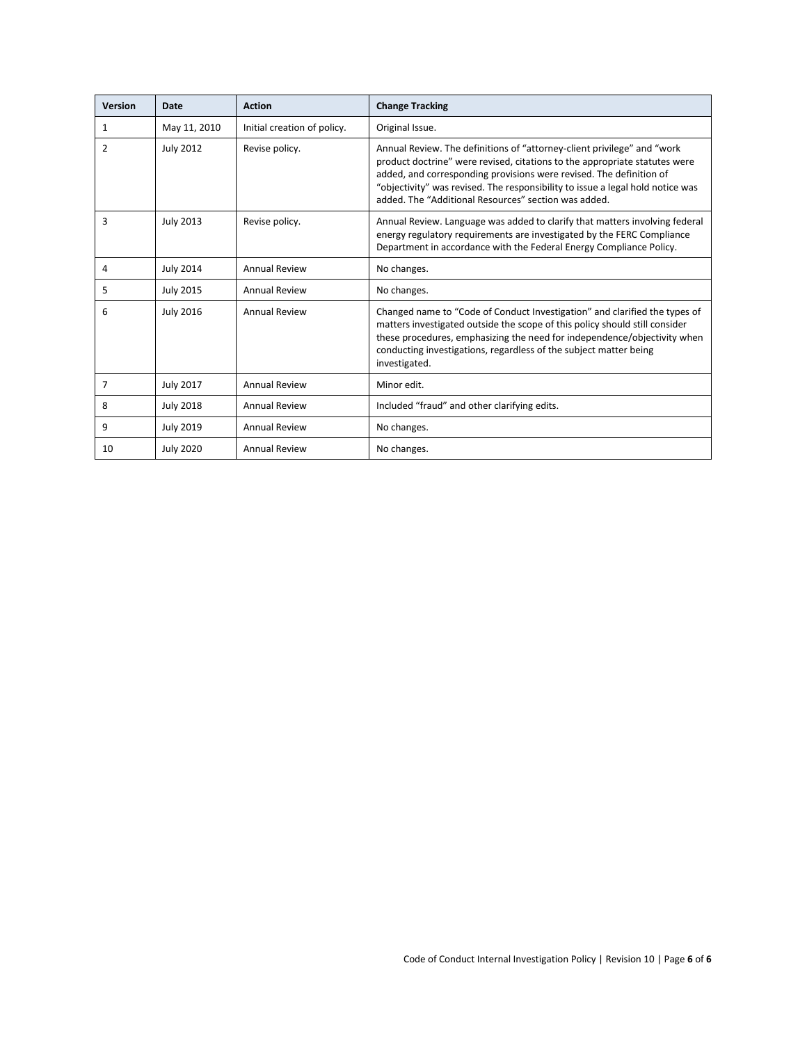| Version | Date | Action | Change Tracking |
|---|---|---|---|
| 1 | May 11, 2010 | Initial creation of policy. | Original Issue. |
| 2 | July 2012 | Revise policy. | Annual Review. The definitions of “attorney-client privilege” and “work product doctrine” were revised, citations to the appropriate statutes were added, and corresponding provisions were revised. The definition of “objectivity” was revised. The responsibility to issue a legal hold notice was added. The “Additional Resources” section was added. |
| 3 | July 2013 | Revise policy. | Annual Review. Language was added to clarify that matters involving federal energy regulatory requirements are investigated by the FERC Compliance Department in accordance with the Federal Energy Compliance Policy. |
| 4 | July 2014 | Annual Review | No changes. |
| 5 | July 2015 | Annual Review | No changes. |
| 6 | July 2016 | Annual Review | Changed name to “Code of Conduct Investigation” and clarified the types of matters investigated outside the scope of this policy should still consider these procedures, emphasizing the need for independence/objectivity when conducting investigations, regardless of the subject matter being investigated. |
| 7 | July 2017 | Annual Review | Minor edit. |
| 8 | July 2018 | Annual Review | Included “fraud” and other clarifying edits. |
| 9 | July 2019 | Annual Review | No changes. |
| 10 | July 2020 | Annual Review | No changes. |